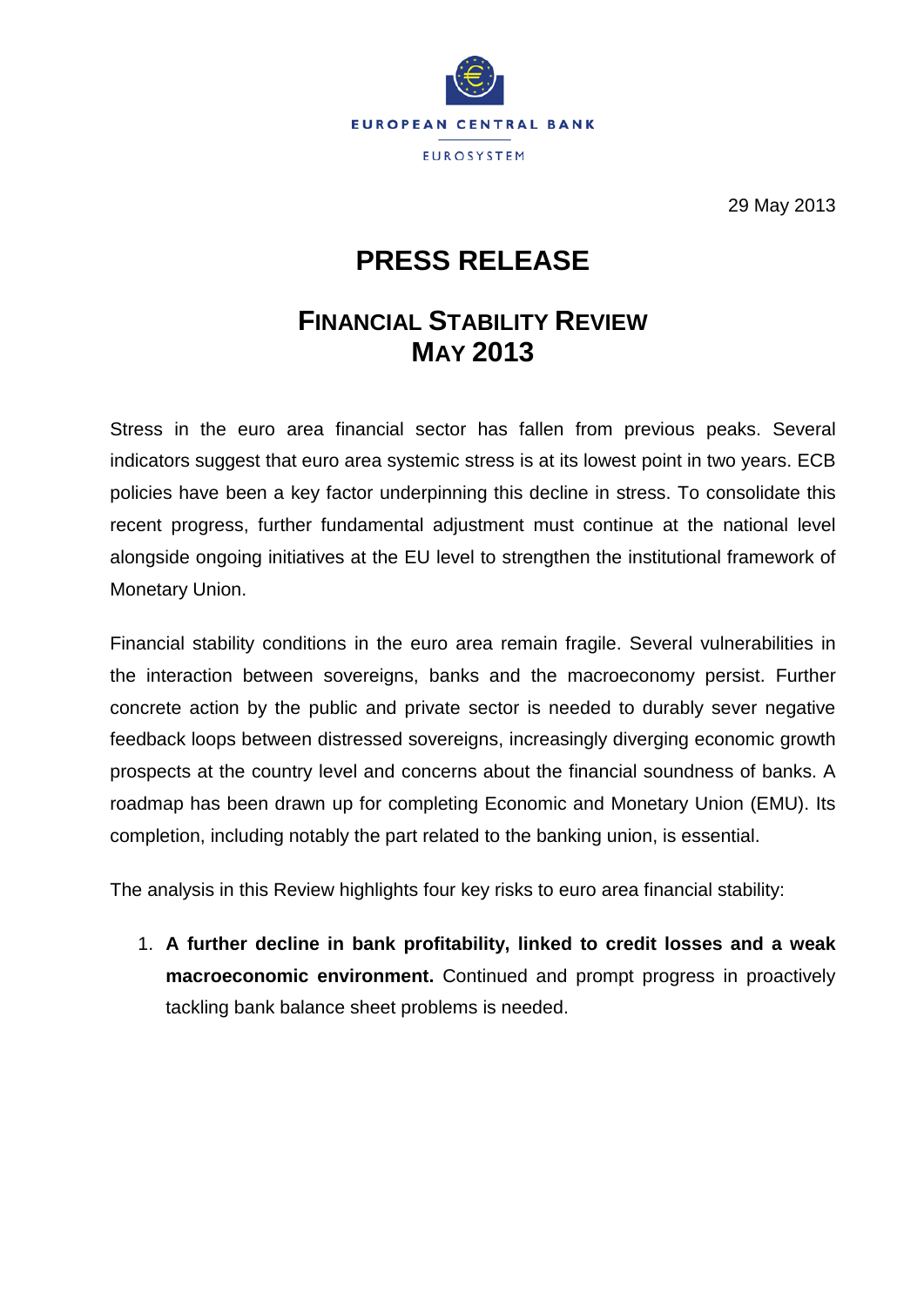EUROPEAN CENTRAL BANK

EUROSYSTEM

29 May 2013

# PRESS RELEASE

## FINANCIAL STABILITY REVIEW MAY 2013

Stress in the euro area financial sector has fallen from previous peaks. Several indicators suggest that euro area systemic stress is at its lowest point in two years. ECB policies have been a key factor underpinning this decline in stress. To consolidate this recent progress, further fundamental adjustment must continue at the national level alongside ongoing initiatives at the EU level to strengthen the institutional framework of Monetary Union.

Financial stability conditions in the euro area remain fragile. Several vulnerabilities in the interaction between sovereigns, banks and the macroeconomy persist. Further concrete action by the public and private sector is needed to durably sever negative feedback loops between distressed sovereigns, increasingly diverging economic growth prospects at the country level and concerns about the financial soundness of banks. A roadmap has been drawn up for completing Economic and Monetary Union (EMU). Its completion, including notably the part related to the banking union, is essential.

The analysis in this Review highlights four key risks to euro area financial stability:

1. **A further decline in bank profitability, linked to credit losses and a weak macroeconomic environment.** Continued and prompt progress in proactively tackling bank balance sheet problems is needed.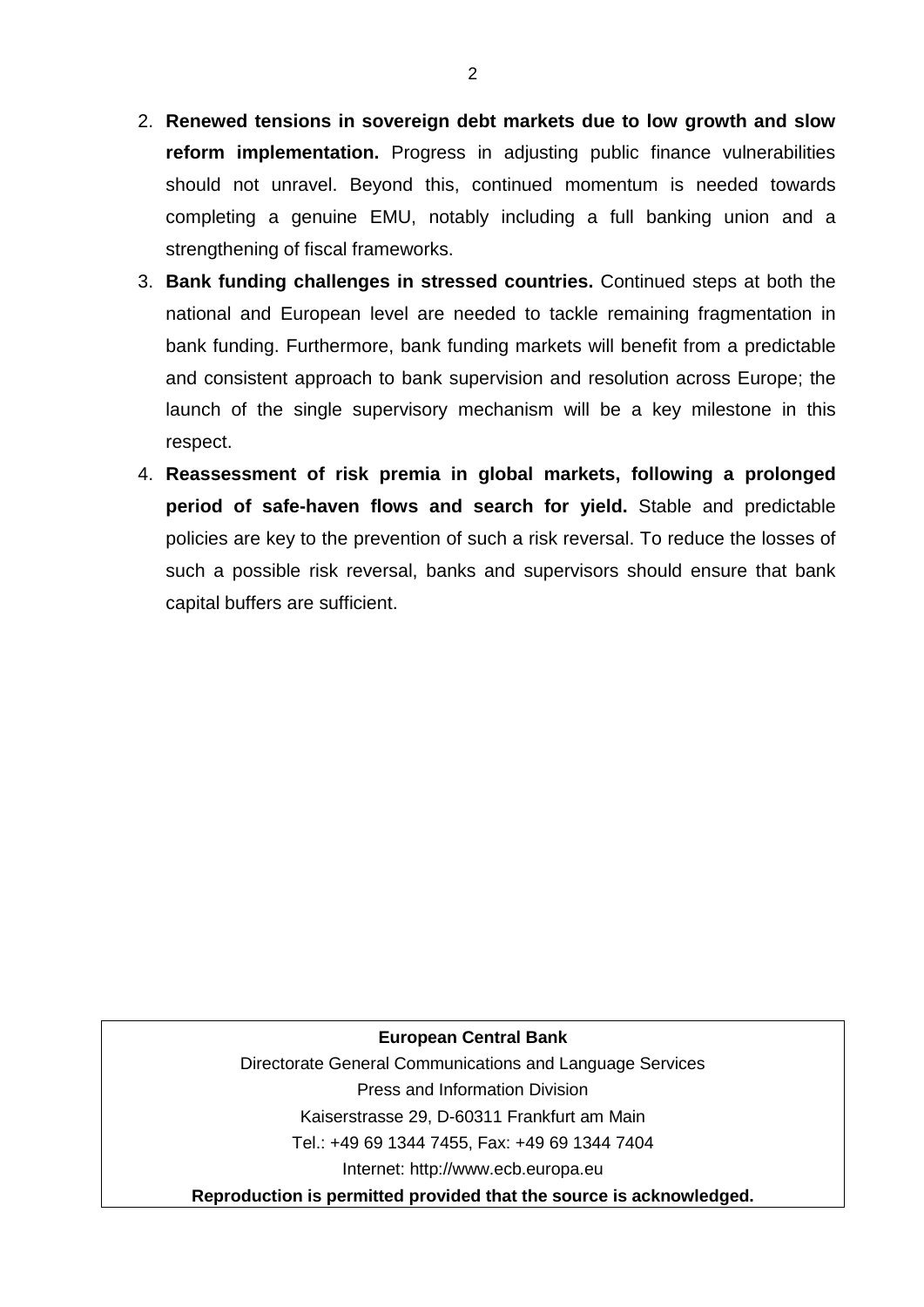2. **Renewed tensions in sovereign debt markets due to low growth and slow reform implementation.** Progress in adjusting public finance vulnerabilities should not unravel. Beyond this, continued momentum is needed towards completing a genuine EMU, notably including a full banking union and a strengthening of fiscal frameworks.
3. **Bank funding challenges in stressed countries.** Continued steps at both the national and European level are needed to tackle remaining fragmentation in bank funding. Furthermore, bank funding markets will benefit from a predictable and consistent approach to bank supervision and resolution across Europe; the launch of the single supervisory mechanism will be a key milestone in this respect.
4. **Reassessment of risk premia in global markets, following a prolonged period of safe-haven flows and search for yield.** Stable and predictable policies are key to the prevention of such a risk reversal. To reduce the losses of such a possible risk reversal, banks and supervisors should ensure that bank capital buffers are sufficient.

**European Central Bank**

Directorate General Communications and Language Services

Press and Information Division

Kaiserstrasse 29, D-60311 Frankfurt am Main

Tel.: +49 69 1344 7455, Fax: +49 69 1344 7404

Internet: http://www.ecb.europa.eu

**Reproduction is permitted provided that the source is acknowledged.**